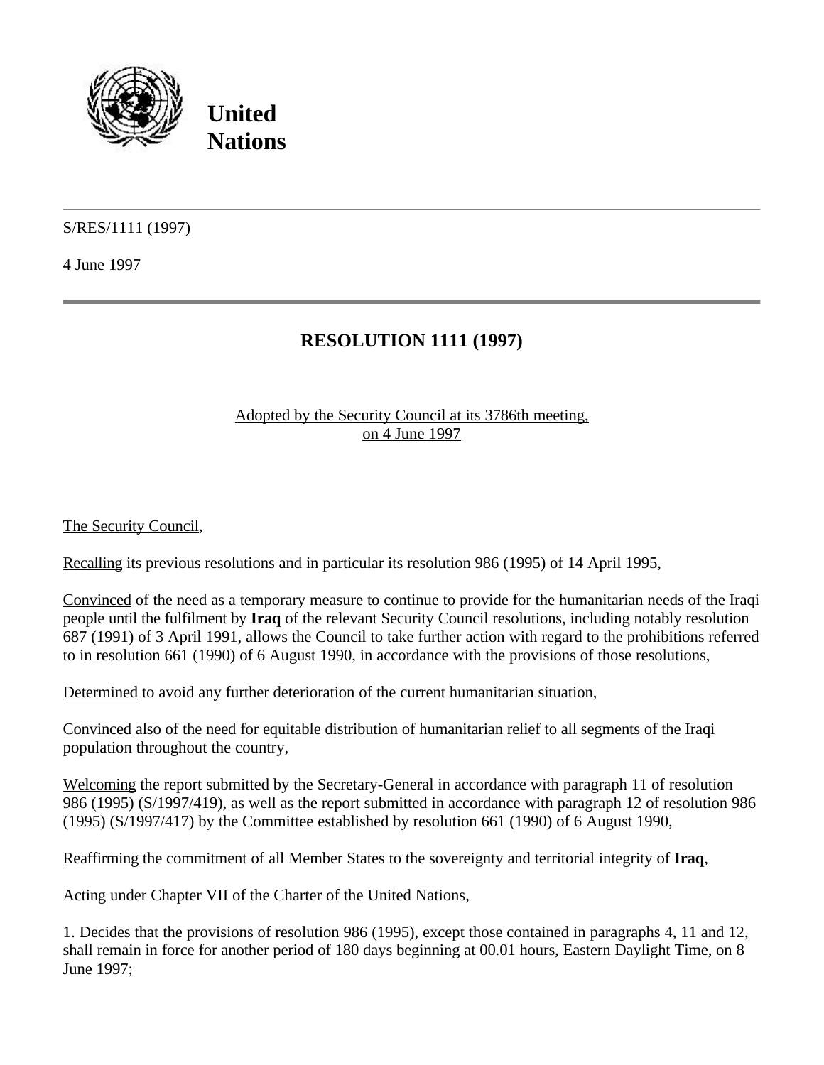# United Nations

S/RES/1111 (1997)

4 June 1997

## RESOLUTION 1111 (1997)

Adopted by the Security Council at its 3786th meeting, on 4 June 1997

The Security Council,

Recalling its previous resolutions and in particular its resolution 986 (1995) of 14 April 1995,

Convinced of the need as a temporary measure to continue to provide for the humanitarian needs of the Iraqi people until the fulfilment by **Iraq** of the relevant Security Council resolutions, including notably resolution 687 (1991) of 3 April 1991, allows the Council to take further action with regard to the prohibitions referred to in resolution 661 (1990) of 6 August 1990, in accordance with the provisions of those resolutions,

Determined to avoid any further deterioration of the current humanitarian situation,

Convinced also of the need for equitable distribution of humanitarian relief to all segments of the Iraqi population throughout the country,

Welcoming the report submitted by the Secretary-General in accordance with paragraph 11 of resolution 986 (1995) (S/1997/419), as well as the report submitted in accordance with paragraph 12 of resolution 986 (1995) (S/1997/417) by the Committee established by resolution 661 (1990) of 6 August 1990,

Reaffirming the commitment of all Member States to the sovereignty and territorial integrity of **Iraq**,

Acting under Chapter VII of the Charter of the United Nations,

1. Decides that the provisions of resolution 986 (1995), except those contained in paragraphs 4, 11 and 12, shall remain in force for another period of 180 days beginning at 00.01 hours, Eastern Daylight Time, on 8 June 1997;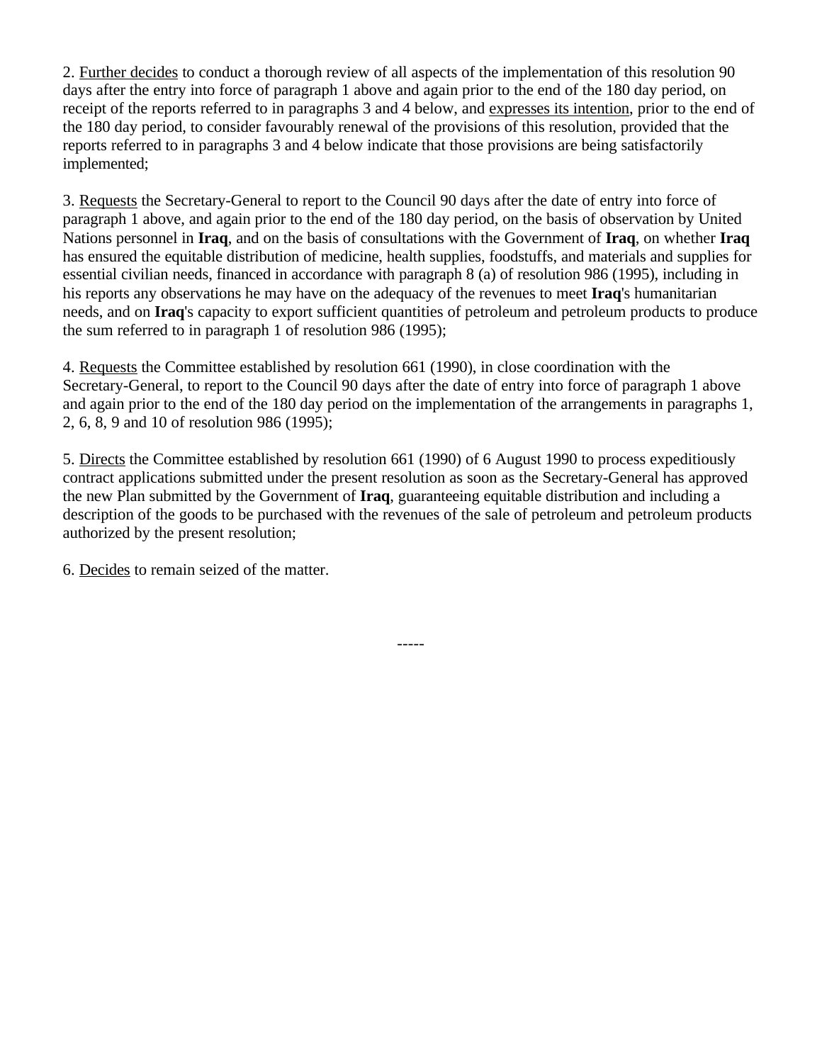2. Further decides to conduct a thorough review of all aspects of the implementation of this resolution 90 days after the entry into force of paragraph 1 above and again prior to the end of the 180 day period, on receipt of the reports referred to in paragraphs 3 and 4 below, and expresses its intention, prior to the end of the 180 day period, to consider favourably renewal of the provisions of this resolution, provided that the reports referred to in paragraphs 3 and 4 below indicate that those provisions are being satisfactorily implemented;

3. Requests the Secretary-General to report to the Council 90 days after the date of entry into force of paragraph 1 above, and again prior to the end of the 180 day period, on the basis of observation by United Nations personnel in **Iraq**, and on the basis of consultations with the Government of **Iraq**, on whether **Iraq** has ensured the equitable distribution of medicine, health supplies, foodstuffs, and materials and supplies for essential civilian needs, financed in accordance with paragraph 8 (a) of resolution 986 (1995), including in his reports any observations he may have on the adequacy of the revenues to meet **Iraq**'s humanitarian needs, and on **Iraq**'s capacity to export sufficient quantities of petroleum and petroleum products to produce the sum referred to in paragraph 1 of resolution 986 (1995);

4. Requests the Committee established by resolution 661 (1990), in close coordination with the Secretary-General, to report to the Council 90 days after the date of entry into force of paragraph 1 above and again prior to the end of the 180 day period on the implementation of the arrangements in paragraphs 1, 2, 6, 8, 9 and 10 of resolution 986 (1995);

5. Directs the Committee established by resolution 661 (1990) of 6 August 1990 to process expeditiously contract applications submitted under the present resolution as soon as the Secretary-General has approved the new Plan submitted by the Government of **Iraq**, guaranteeing equitable distribution and including a description of the goods to be purchased with the revenues of the sale of petroleum and petroleum products authorized by the present resolution;

6. Decides to remain seized of the matter.

-----